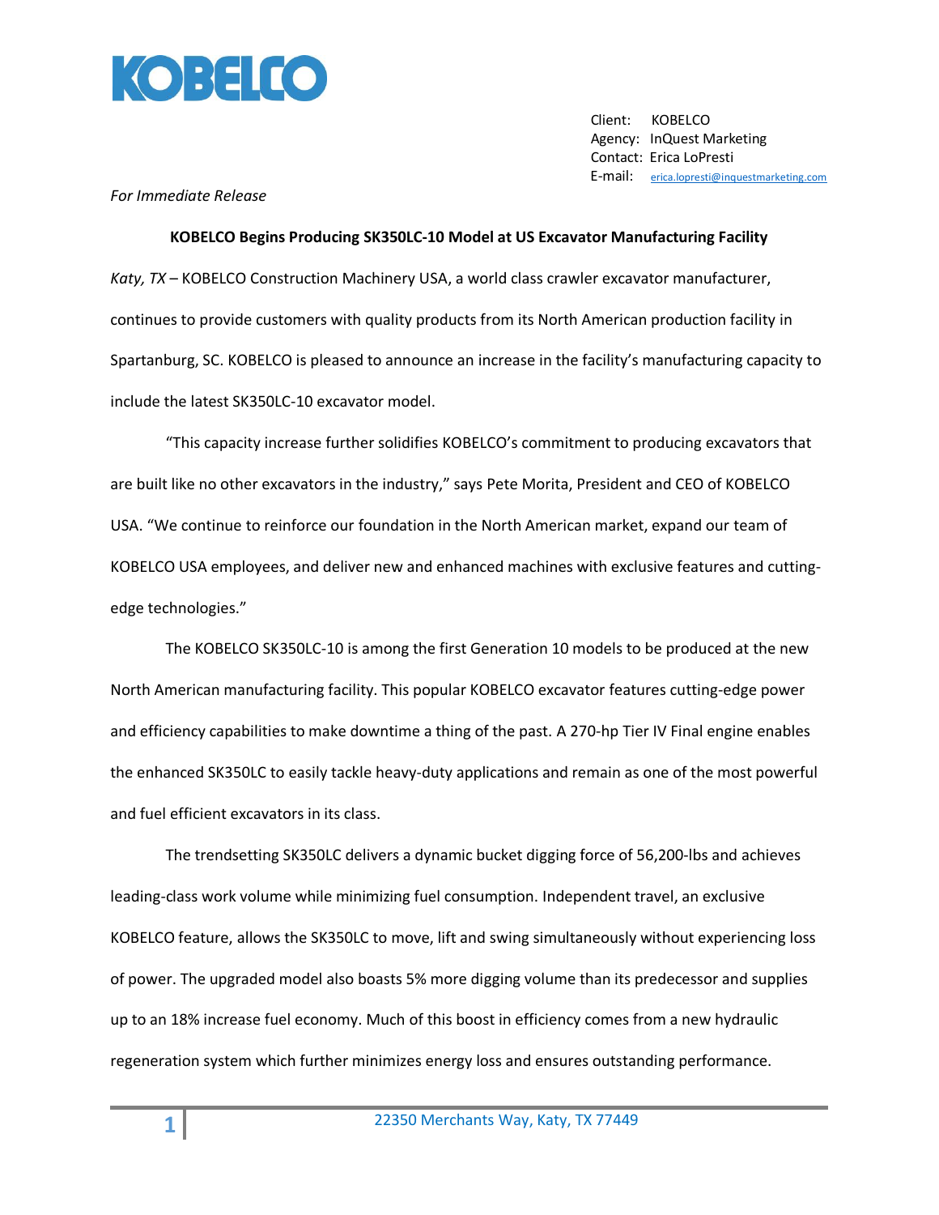Client: KOBELCO
Agency: InQuest Marketing
Contact: Erica LoPresti
E-mail: erica.lopresti@inquestmarketing.com

*For Immediate Release*

**KOBELCO Begins Producing SK350LC-10 Model at US Excavator Manufacturing Facility**

*Katy, TX* – KOBELCO Construction Machinery USA, a world class crawler excavator manufacturer, continues to provide customers with quality products from its North American production facility in Spartanburg, SC. KOBELCO is pleased to announce an increase in the facility's manufacturing capacity to include the latest SK350LC-10 excavator model.

"This capacity increase further solidifies KOBELCO's commitment to producing excavators that are built like no other excavators in the industry," says Pete Morita, President and CEO of KOBELCO USA. "We continue to reinforce our foundation in the North American market, expand our team of KOBELCO USA employees, and deliver new and enhanced machines with exclusive features and cutting-edge technologies."

The KOBELCO SK350LC-10 is among the first Generation 10 models to be produced at the new North American manufacturing facility. This popular KOBELCO excavator features cutting-edge power and efficiency capabilities to make downtime a thing of the past. A 270-hp Tier IV Final engine enables the enhanced SK350LC to easily tackle heavy-duty applications and remain as one of the most powerful and fuel efficient excavators in its class.

The trendsetting SK350LC delivers a dynamic bucket digging force of 56,200-lbs and achieves leading-class work volume while minimizing fuel consumption. Independent travel, an exclusive KOBELCO feature, allows the SK350LC to move, lift and swing simultaneously without experiencing loss of power. The upgraded model also boasts 5% more digging volume than its predecessor and supplies up to an 18% increase fuel economy. Much of this boost in efficiency comes from a new hydraulic regeneration system which further minimizes energy loss and ensures outstanding performance.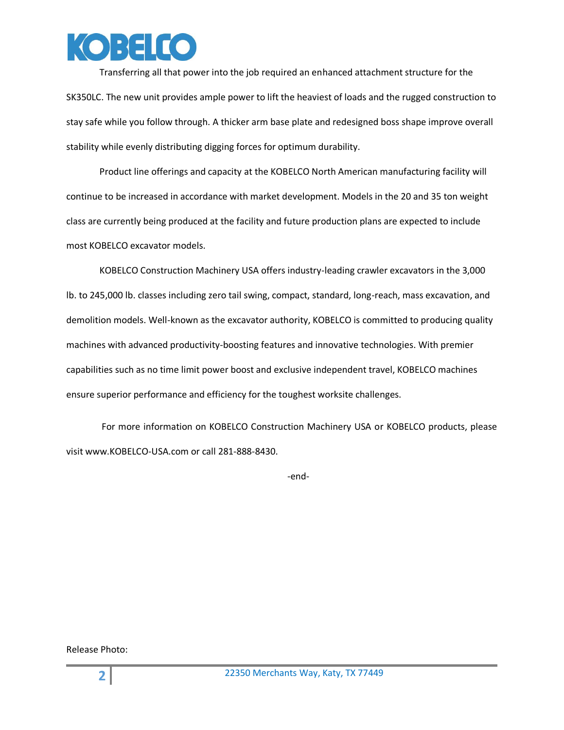Transferring all that power into the job required an enhanced attachment structure for the SK350LC. The new unit provides ample power to lift the heaviest of loads and the rugged construction to stay safe while you follow through. A thicker arm base plate and redesigned boss shape improve overall stability while evenly distributing digging forces for optimum durability.

Product line offerings and capacity at the KOBELCO North American manufacturing facility will continue to be increased in accordance with market development. Models in the 20 and 35 ton weight class are currently being produced at the facility and future production plans are expected to include most KOBELCO excavator models.

KOBELCO Construction Machinery USA offers industry-leading crawler excavators in the 3,000 lb. to 245,000 lb. classes including zero tail swing, compact, standard, long-reach, mass excavation, and demolition models. Well-known as the excavator authority, KOBELCO is committed to producing quality machines with advanced productivity-boosting features and innovative technologies. With premier capabilities such as no time limit power boost and exclusive independent travel, KOBELCO machines ensure superior performance and efficiency for the toughest worksite challenges.

For more information on KOBELCO Construction Machinery USA or KOBELCO products, please visit www.KOBELCO-USA.com or call 281-888-8430.

-end-

Release Photo: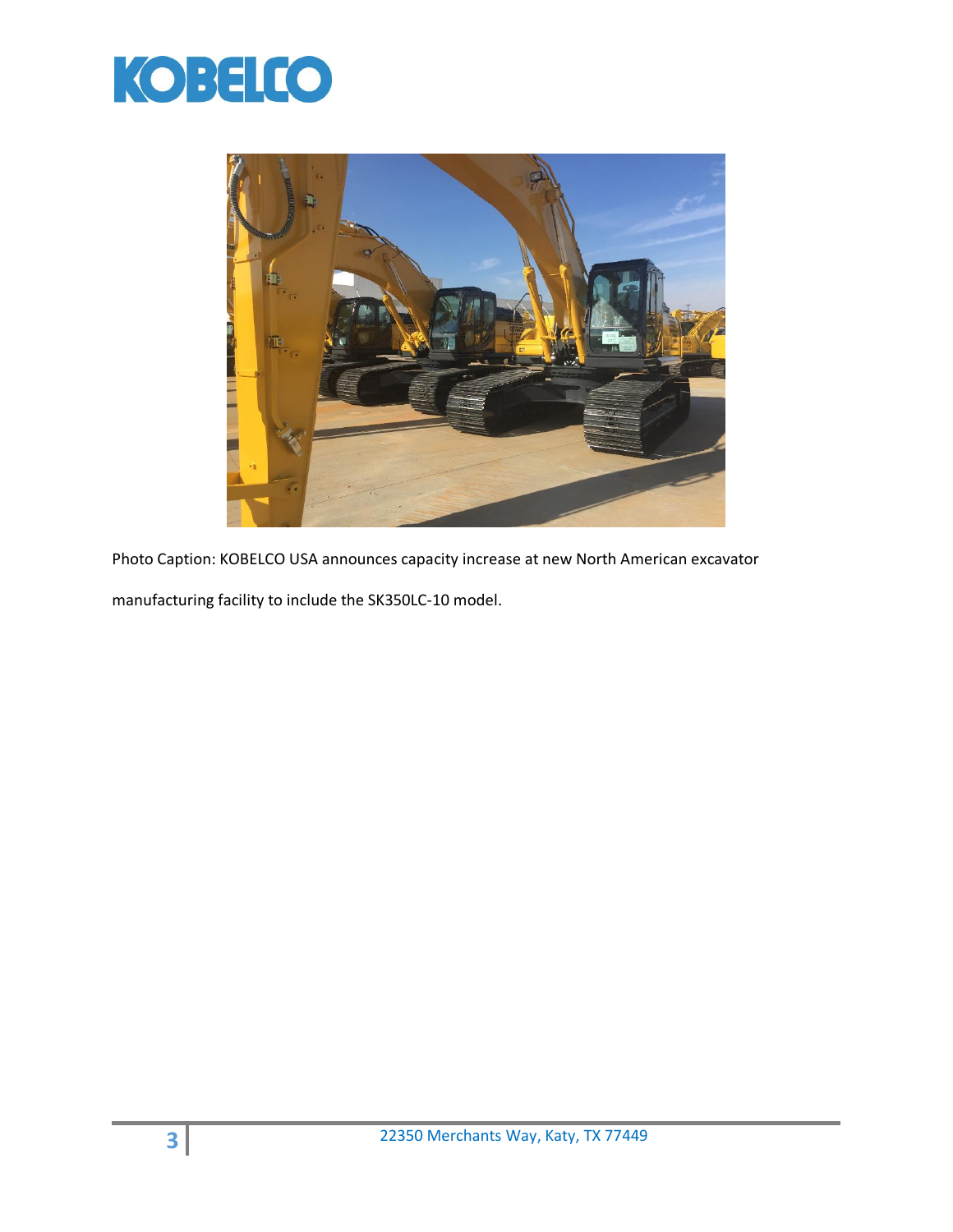Photo Caption: KOBELCO USA announces capacity increase at new North American excavator manufacturing facility to include the SK350LC-10 model.